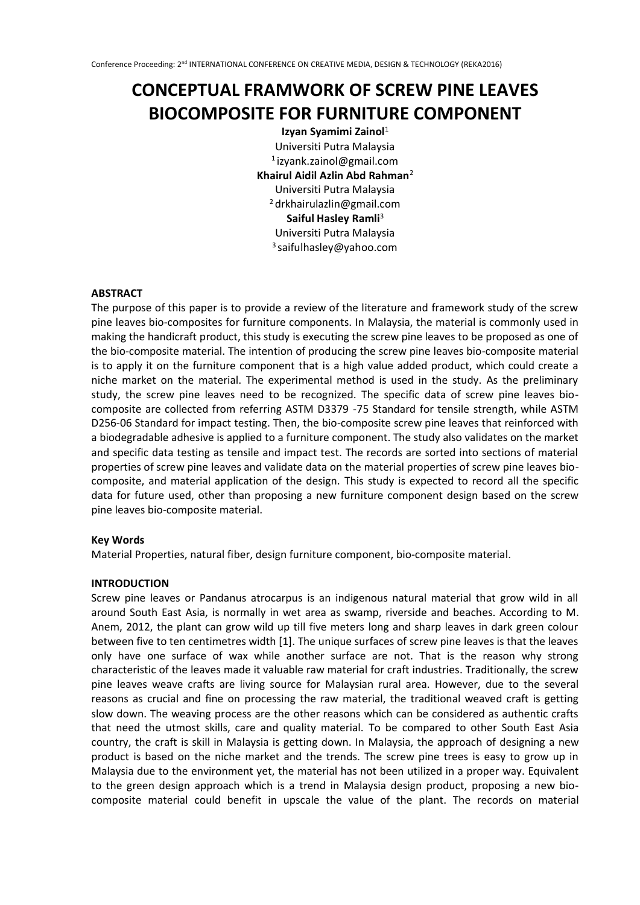# CONCEPTUAL FRAMWORK OF SCREW PINE LEAVES BIOCOMPOSITE FOR FURNITURE COMPONENT

**Izyan Syamimi Zainol**[1]
Universiti Putra Malaysia
[1] izyank.zainol@gmail.com

**Khairul Aidil Azlin Abd Rahman**[2]
Universiti Putra Malaysia
[2] drkhairulazlin@gmail.com

**Saiful Hasley Ramli**[3]
Universiti Putra Malaysia
[3] saifulhasley@yahoo.com

**ABSTRACT**

The purpose of this paper is to provide a review of the literature and framework study of the screw pine leaves bio-composites for furniture components. In Malaysia, the material is commonly used in making the handicraft product, this study is executing the screw pine leaves to be proposed as one of the bio-composite material. The intention of producing the screw pine leaves bio-composite material is to apply it on the furniture component that is a high value added product, which could create a niche market on the material. The experimental method is used in the study. As the preliminary study, the screw pine leaves need to be recognized. The specific data of screw pine leaves bio-composite are collected from referring ASTM D3379 -75 Standard for tensile strength, while ASTM D256-06 Standard for impact testing. Then, the bio-composite screw pine leaves that reinforced with a biodegradable adhesive is applied to a furniture component. The study also validates on the market and specific data testing as tensile and impact test. The records are sorted into sections of material properties of screw pine leaves and validate data on the material properties of screw pine leaves bio-composite, and material application of the design. This study is expected to record all the specific data for future used, other than proposing a new furniture component design based on the screw pine leaves bio-composite material.

**Key Words**

Material Properties, natural fiber, design furniture component, bio-composite material.

**INTRODUCTION**

Screw pine leaves or Pandanus atrocarpus is an indigenous natural material that grow wild in all around South East Asia, is normally in wet area as swamp, riverside and beaches. According to M. Anem, 2012, the plant can grow wild up till five meters long and sharp leaves in dark green colour between five to ten centimetres width [1]. The unique surfaces of screw pine leaves is that the leaves only have one surface of wax while another surface are not. That is the reason why strong characteristic of the leaves made it valuable raw material for craft industries. Traditionally, the screw pine leaves weave crafts are living source for Malaysian rural area. However, due to the several reasons as crucial and fine on processing the raw material, the traditional weaved craft is getting slow down. The weaving process are the other reasons which can be considered as authentic crafts that need the utmost skills, care and quality material. To be compared to other South East Asia country, the craft is skill in Malaysia is getting down. In Malaysia, the approach of designing a new product is based on the niche market and the trends. The screw pine trees is easy to grow up in Malaysia due to the environment yet, the material has not been utilized in a proper way. Equivalent to the green design approach which is a trend in Malaysia design product, proposing a new bio-composite material could benefit in upscale the value of the plant. The records on material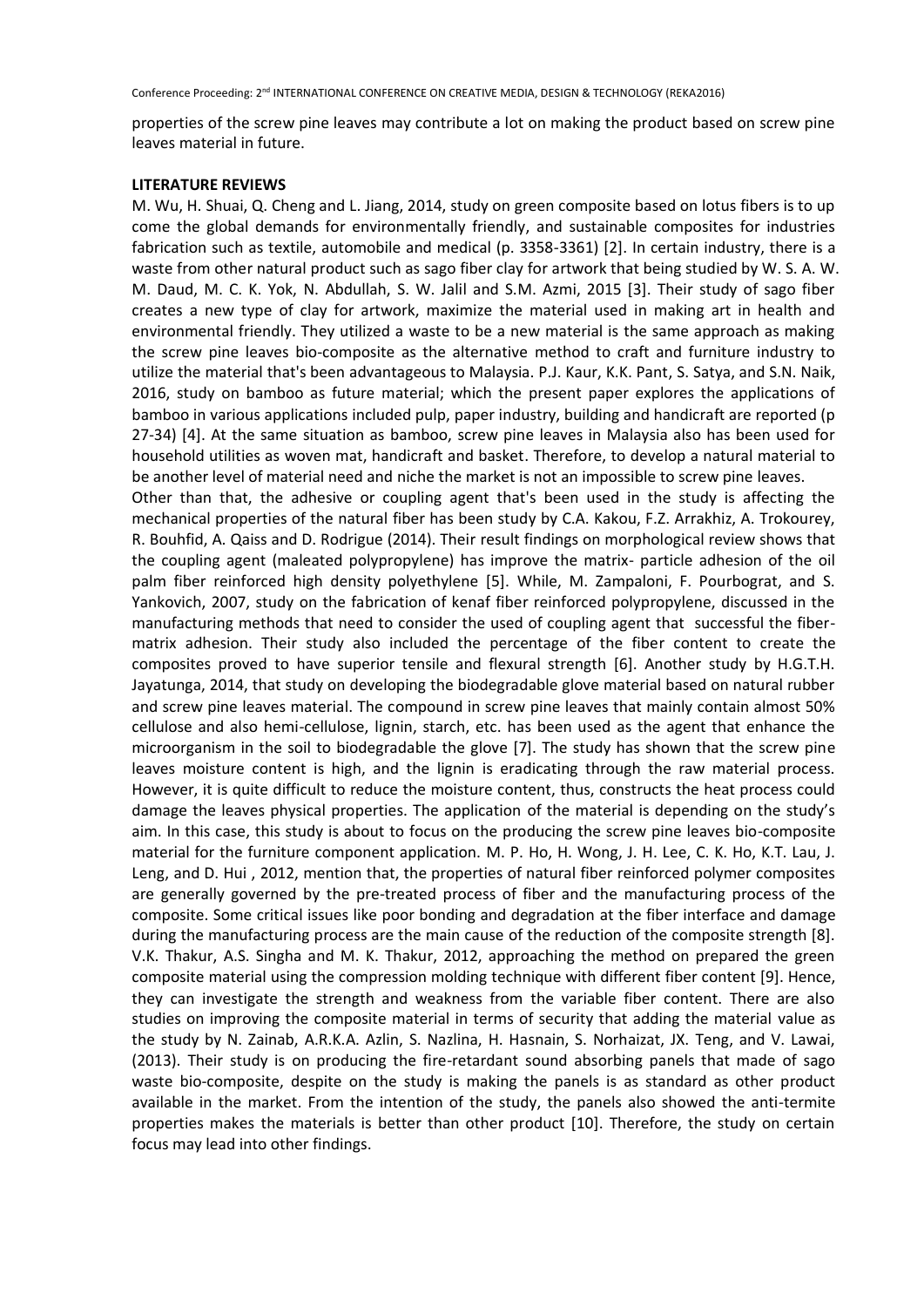properties of the screw pine leaves may contribute a lot on making the product based on screw pine leaves material in future.

**LITERATURE REVIEWS**

M. Wu, H. Shuai, Q. Cheng and L. Jiang, 2014, study on green composite based on lotus fibers is to up come the global demands for environmentally friendly, and sustainable composites for industries fabrication such as textile, automobile and medical (p. 3358-3361) [2]. In certain industry, there is a waste from other natural product such as sago fiber clay for artwork that being studied by W. S. A. W. M. Daud, M. C. K. Yok, N. Abdullah, S. W. Jalil and S.M. Azmi, 2015 [3]. Their study of sago fiber creates a new type of clay for artwork, maximize the material used in making art in health and environmental friendly. They utilized a waste to be a new material is the same approach as making the screw pine leaves bio-composite as the alternative method to craft and furniture industry to utilize the material that's been advantageous to Malaysia. P.J. Kaur, K.K. Pant, S. Satya, and S.N. Naik, 2016, study on bamboo as future material; which the present paper explores the applications of bamboo in various applications included pulp, paper industry, building and handicraft are reported (p 27-34) [4]. At the same situation as bamboo, screw pine leaves in Malaysia also has been used for household utilities as woven mat, handicraft and basket. Therefore, to develop a natural material to be another level of material need and niche the market is not an impossible to screw pine leaves.

Other than that, the adhesive or coupling agent that's been used in the study is affecting the mechanical properties of the natural fiber has been study by C.A. Kakou, F.Z. Arrakhiz, A. Trokourey, R. Bouhfid, A. Qaiss and D. Rodrigue (2014). Their result findings on morphological review shows that the coupling agent (maleated polypropylene) has improve the matrix- particle adhesion of the oil palm fiber reinforced high density polyethylene [5]. While, M. Zampaloni, F. Pourbograt, and S. Yankovich, 2007, study on the fabrication of kenaf fiber reinforced polypropylene, discussed in the manufacturing methods that need to consider the used of coupling agent that successful the fiber-matrix adhesion. Their study also included the percentage of the fiber content to create the composites proved to have superior tensile and flexural strength [6]. Another study by H.G.T.H. Jayatunga, 2014, that study on developing the biodegradable glove material based on natural rubber and screw pine leaves material. The compound in screw pine leaves that mainly contain almost 50% cellulose and also hemi-cellulose, lignin, starch, etc. has been used as the agent that enhance the microorganism in the soil to biodegradable the glove [7]. The study has shown that the screw pine leaves moisture content is high, and the lignin is eradicating through the raw material process. However, it is quite difficult to reduce the moisture content, thus, constructs the heat process could damage the leaves physical properties. The application of the material is depending on the study's aim. In this case, this study is about to focus on the producing the screw pine leaves bio-composite material for the furniture component application. M. P. Ho, H. Wong, J. H. Lee, C. K. Ho, K.T. Lau, J. Leng, and D. Hui , 2012, mention that, the properties of natural fiber reinforced polymer composites are generally governed by the pre-treated process of fiber and the manufacturing process of the composite. Some critical issues like poor bonding and degradation at the fiber interface and damage during the manufacturing process are the main cause of the reduction of the composite strength [8]. V.K. Thakur, A.S. Singha and M. K. Thakur, 2012, approaching the method on prepared the green composite material using the compression molding technique with different fiber content [9]. Hence, they can investigate the strength and weakness from the variable fiber content. There are also studies on improving the composite material in terms of security that adding the material value as the study by N. Zainab, A.R.K.A. Azlin, S. Nazlina, H. Hasnain, S. Norhaizat, JX. Teng, and V. Lawai, (2013). Their study is on producing the fire-retardant sound absorbing panels that made of sago waste bio-composite, despite on the study is making the panels is as standard as other product available in the market. From the intention of the study, the panels also showed the anti-termite properties makes the materials is better than other product [10]. Therefore, the study on certain focus may lead into other findings.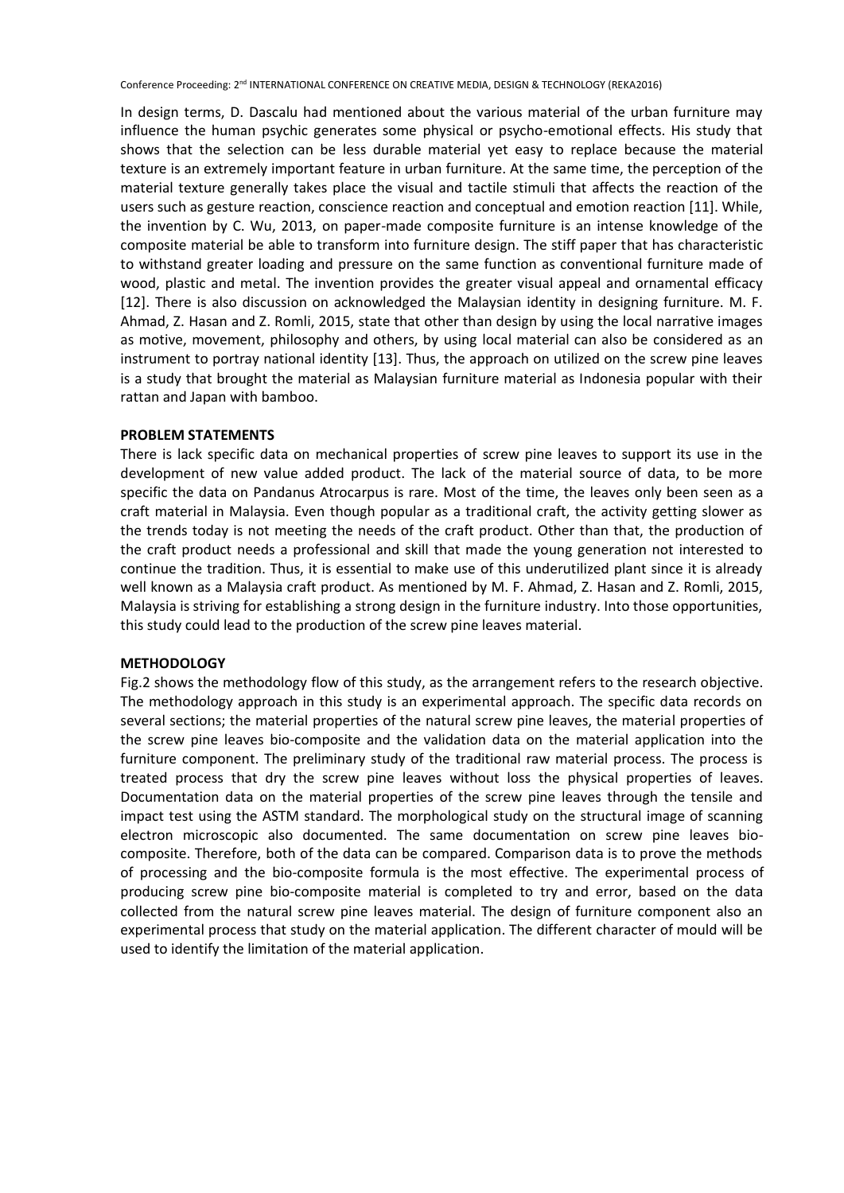In design terms, D. Dascalu had mentioned about the various material of the urban furniture may influence the human psychic generates some physical or psycho-emotional effects. His study that shows that the selection can be less durable material yet easy to replace because the material texture is an extremely important feature in urban furniture. At the same time, the perception of the material texture generally takes place the visual and tactile stimuli that affects the reaction of the users such as gesture reaction, conscience reaction and conceptual and emotion reaction [11]. While, the invention by C. Wu, 2013, on paper-made composite furniture is an intense knowledge of the composite material be able to transform into furniture design. The stiff paper that has characteristic to withstand greater loading and pressure on the same function as conventional furniture made of wood, plastic and metal. The invention provides the greater visual appeal and ornamental efficacy [12]. There is also discussion on acknowledged the Malaysian identity in designing furniture. M. F. Ahmad, Z. Hasan and Z. Romli, 2015, state that other than design by using the local narrative images as motive, movement, philosophy and others, by using local material can also be considered as an instrument to portray national identity [13]. Thus, the approach on utilized on the screw pine leaves is a study that brought the material as Malaysian furniture material as Indonesia popular with their rattan and Japan with bamboo.

**PROBLEM STATEMENTS**

There is lack specific data on mechanical properties of screw pine leaves to support its use in the development of new value added product. The lack of the material source of data, to be more specific the data on Pandanus Atrocarpus is rare. Most of the time, the leaves only been seen as a craft material in Malaysia. Even though popular as a traditional craft, the activity getting slower as the trends today is not meeting the needs of the craft product. Other than that, the production of the craft product needs a professional and skill that made the young generation not interested to continue the tradition. Thus, it is essential to make use of this underutilized plant since it is already well known as a Malaysia craft product. As mentioned by M. F. Ahmad, Z. Hasan and Z. Romli, 2015, Malaysia is striving for establishing a strong design in the furniture industry. Into those opportunities, this study could lead to the production of the screw pine leaves material.

**METHODOLOGY**

Fig.2 shows the methodology flow of this study, as the arrangement refers to the research objective. The methodology approach in this study is an experimental approach. The specific data records on several sections; the material properties of the natural screw pine leaves, the material properties of the screw pine leaves bio-composite and the validation data on the material application into the furniture component. The preliminary study of the traditional raw material process. The process is treated process that dry the screw pine leaves without loss the physical properties of leaves. Documentation data on the material properties of the screw pine leaves through the tensile and impact test using the ASTM standard. The morphological study on the structural image of scanning electron microscopic also documented. The same documentation on screw pine leaves bio-composite. Therefore, both of the data can be compared. Comparison data is to prove the methods of processing and the bio-composite formula is the most effective. The experimental process of producing screw pine bio-composite material is completed to try and error, based on the data collected from the natural screw pine leaves material. The design of furniture component also an experimental process that study on the material application. The different character of mould will be used to identify the limitation of the material application.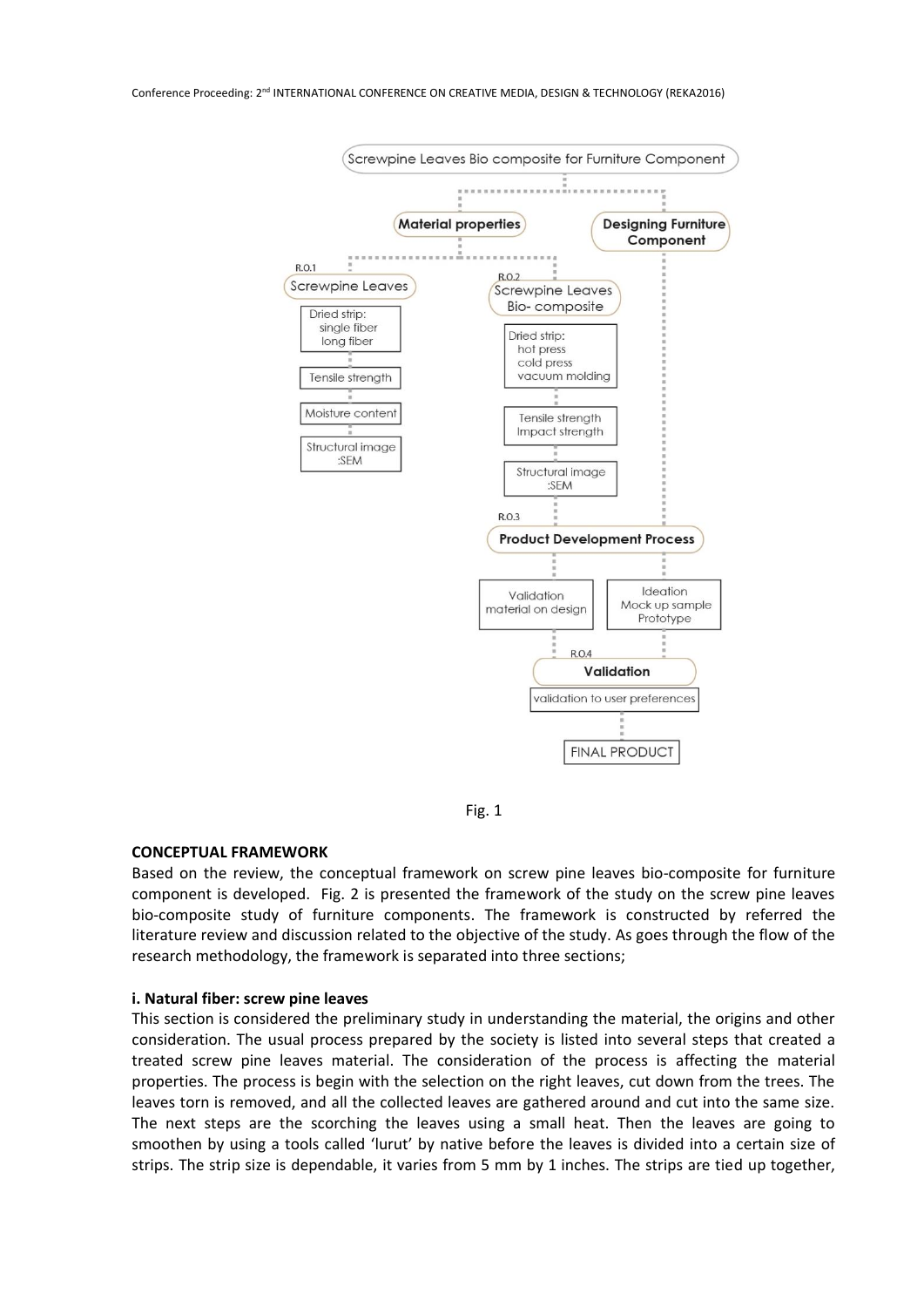Screwpine Leaves Bio composite for Furniture Component

Material properties

Designing Furniture Component

R.O.1
Screwpine Leaves

Dried strip:
single fiber
long fiber

Tensile strength

Moisture content

Structural image :SEM

R.O.2
Screwpine Leaves Bio- composite

Dried strip:
hot press
cold press
vacuum molding

Tensile strength
Impact strength

Structural image :SEM

R.O.3
Product Development Process

Validation material on design

Ideation
Mock up sample
Prototype

R.O.4
Validation

validation to user preferences

FINAL PRODUCT

Fig. 1

**CONCEPTUAL FRAMEWORK**

Based on the review, the conceptual framework on screw pine leaves bio-composite for furniture component is developed. Fig. 2 is presented the framework of the study on the screw pine leaves bio-composite study of furniture components. The framework is constructed by referred the literature review and discussion related to the objective of the study. As goes through the flow of the research methodology, the framework is separated into three sections;

**i. Natural fiber: screw pine leaves**

This section is considered the preliminary study in understanding the material, the origins and other consideration. The usual process prepared by the society is listed into several steps that created a treated screw pine leaves material. The consideration of the process is affecting the material properties. The process is begin with the selection on the right leaves, cut down from the trees. The leaves torn is removed, and all the collected leaves are gathered around and cut into the same size. The next steps are the scorching the leaves using a small heat. Then the leaves are going to smoothen by using a tools called 'lurut' by native before the leaves is divided into a certain size of strips. The strip size is dependable, it varies from 5 mm by 1 inches. The strips are tied up together,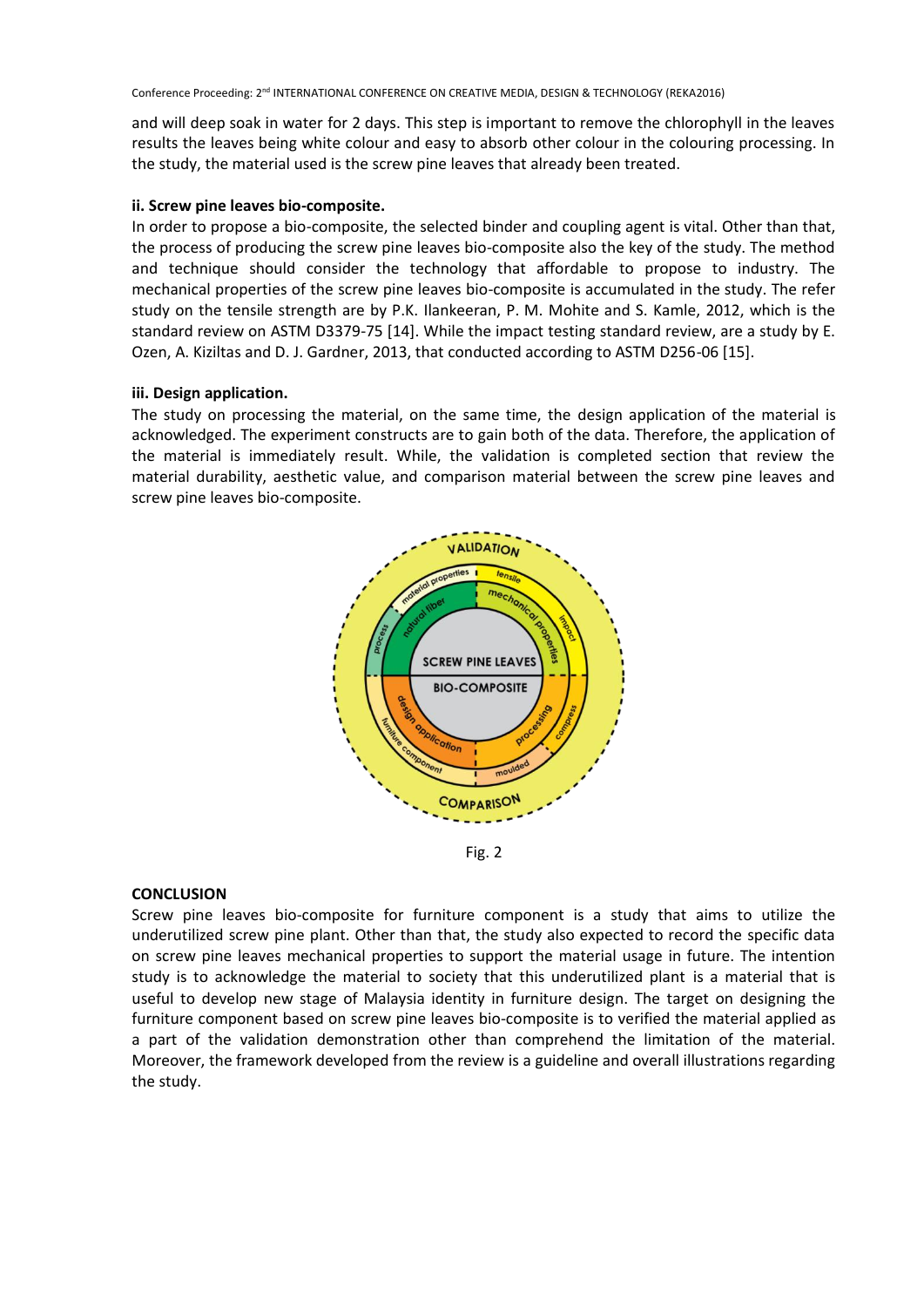and will deep soak in water for 2 days. This step is important to remove the chlorophyll in the leaves results the leaves being white colour and easy to absorb other colour in the colouring processing. In the study, the material used is the screw pine leaves that already been treated.

**ii. Screw pine leaves bio-composite.**

In order to propose a bio-composite, the selected binder and coupling agent is vital. Other than that, the process of producing the screw pine leaves bio-composite also the key of the study. The method and technique should consider the technology that affordable to propose to industry. The mechanical properties of the screw pine leaves bio-composite is accumulated in the study. The refer study on the tensile strength are by P.K. Ilankeeran, P. M. Mohite and S. Kamle, 2012, which is the standard review on ASTM D3379-75 [14]. While the impact testing standard review, are a study by E. Ozen, A. Kiziltas and D. J. Gardner, 2013, that conducted according to ASTM D256-06 [15].

**iii. Design application.**

The study on processing the material, on the same time, the design application of the material is acknowledged. The experiment constructs are to gain both of the data. Therefore, the application of the material is immediately result. While, the validation is completed section that review the material durability, aesthetic value, and comparison material between the screw pine leaves and screw pine leaves bio-composite.

Fig. 2

## CONCLUSION

Screw pine leaves bio-composite for furniture component is a study that aims to utilize the underutilized screw pine plant. Other than that, the study also expected to record the specific data on screw pine leaves mechanical properties to support the material usage in future. The intention study is to acknowledge the material to society that this underutilized plant is a material that is useful to develop new stage of Malaysia identity in furniture design. The target on designing the furniture component based on screw pine leaves bio-composite is to verified the material applied as a part of the validation demonstration other than comprehend the limitation of the material. Moreover, the framework developed from the review is a guideline and overall illustrations regarding the study.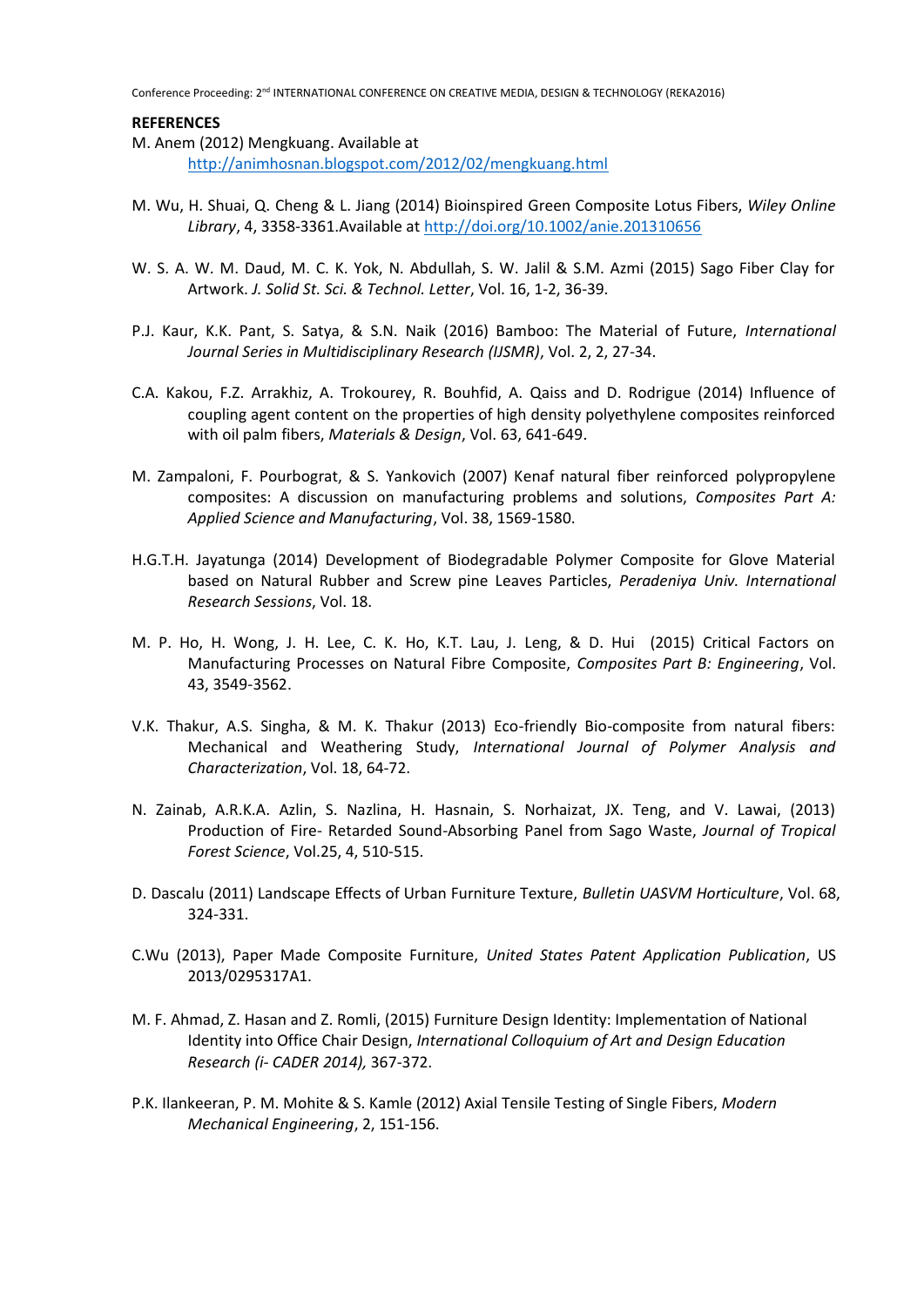**REFERENCES**

M. Anem (2012) Mengkuang. Available at http://animhosnan.blogspot.com/2012/02/mengkuang.html

M. Wu, H. Shuai, Q. Cheng & L. Jiang (2014) Bioinspired Green Composite Lotus Fibers, *Wiley Online Library*, 4, 3358-3361.Available at http://doi.org/10.1002/anie.201310656

W. S. A. W. M. Daud, M. C. K. Yok, N. Abdullah, S. W. Jalil & S.M. Azmi (2015) Sago Fiber Clay for Artwork. *J. Solid St. Sci. & Technol. Letter*, Vol. 16, 1-2, 36-39.

P.J. Kaur, K.K. Pant, S. Satya, & S.N. Naik (2016) Bamboo: The Material of Future, *International Journal Series in Multidisciplinary Research (IJSMR)*, Vol. 2, 2, 27-34.

C.A. Kakou, F.Z. Arrakhiz, A. Trokourey, R. Bouhfid, A. Qaiss and D. Rodrigue (2014) Influence of coupling agent content on the properties of high density polyethylene composites reinforced with oil palm fibers, *Materials & Design*, Vol. 63, 641-649.

M. Zampaloni, F. Pourbograt, & S. Yankovich (2007) Kenaf natural fiber reinforced polypropylene composites: A discussion on manufacturing problems and solutions, *Composites Part A: Applied Science and Manufacturing*, Vol. 38, 1569-1580.

H.G.T.H. Jayatunga (2014) Development of Biodegradable Polymer Composite for Glove Material based on Natural Rubber and Screw pine Leaves Particles, *Peradeniya Univ. International Research Sessions*, Vol. 18.

M. P. Ho, H. Wong, J. H. Lee, C. K. Ho, K.T. Lau, J. Leng, & D. Hui (2015) Critical Factors on Manufacturing Processes on Natural Fibre Composite, *Composites Part B: Engineering*, Vol. 43, 3549-3562.

V.K. Thakur, A.S. Singha, & M. K. Thakur (2013) Eco-friendly Bio-composite from natural fibers: Mechanical and Weathering Study, *International Journal of Polymer Analysis and Characterization*, Vol. 18, 64-72.

N. Zainab, A.R.K.A. Azlin, S. Nazlina, H. Hasnain, S. Norhaizat, JX. Teng, and V. Lawai, (2013) Production of Fire- Retarded Sound-Absorbing Panel from Sago Waste, *Journal of Tropical Forest Science*, Vol.25, 4, 510-515.

D. Dascalu (2011) Landscape Effects of Urban Furniture Texture, *Bulletin UASVM Horticulture*, Vol. 68, 324-331.

C.Wu (2013), Paper Made Composite Furniture, *United States Patent Application Publication*, US 2013/0295317A1.

M. F. Ahmad, Z. Hasan and Z. Romli, (2015) Furniture Design Identity: Implementation of National Identity into Office Chair Design, *International Colloquium of Art and Design Education Research (i- CADER 2014),* 367-372.

P.K. Ilankeeran, P. M. Mohite & S. Kamle (2012) Axial Tensile Testing of Single Fibers, *Modern Mechanical Engineering*, 2, 151-156.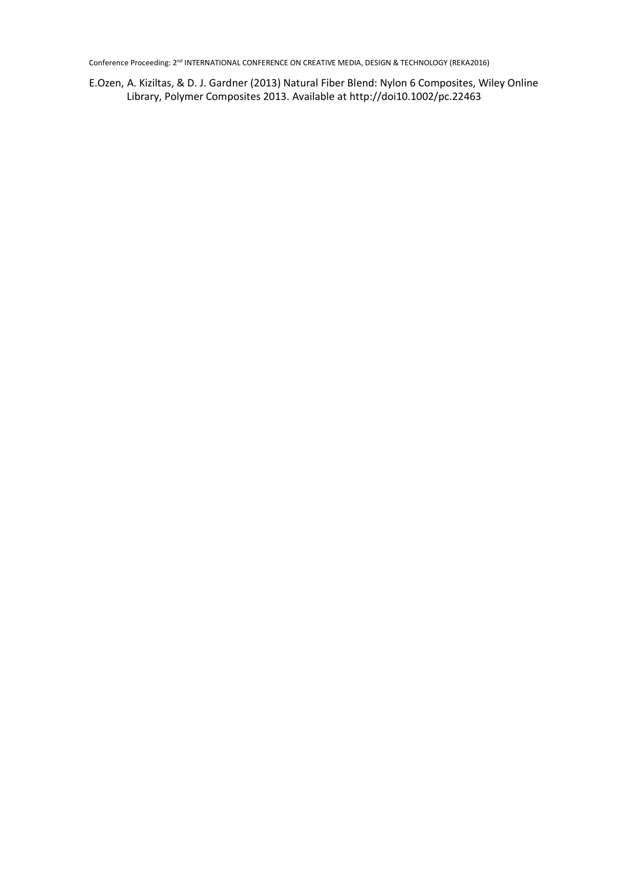E.Ozen, A. Kiziltas, & D. J. Gardner (2013) Natural Fiber Blend: Nylon 6 Composites, Wiley Online Library, Polymer Composites 2013. Available at http://doi10.1002/pc.22463